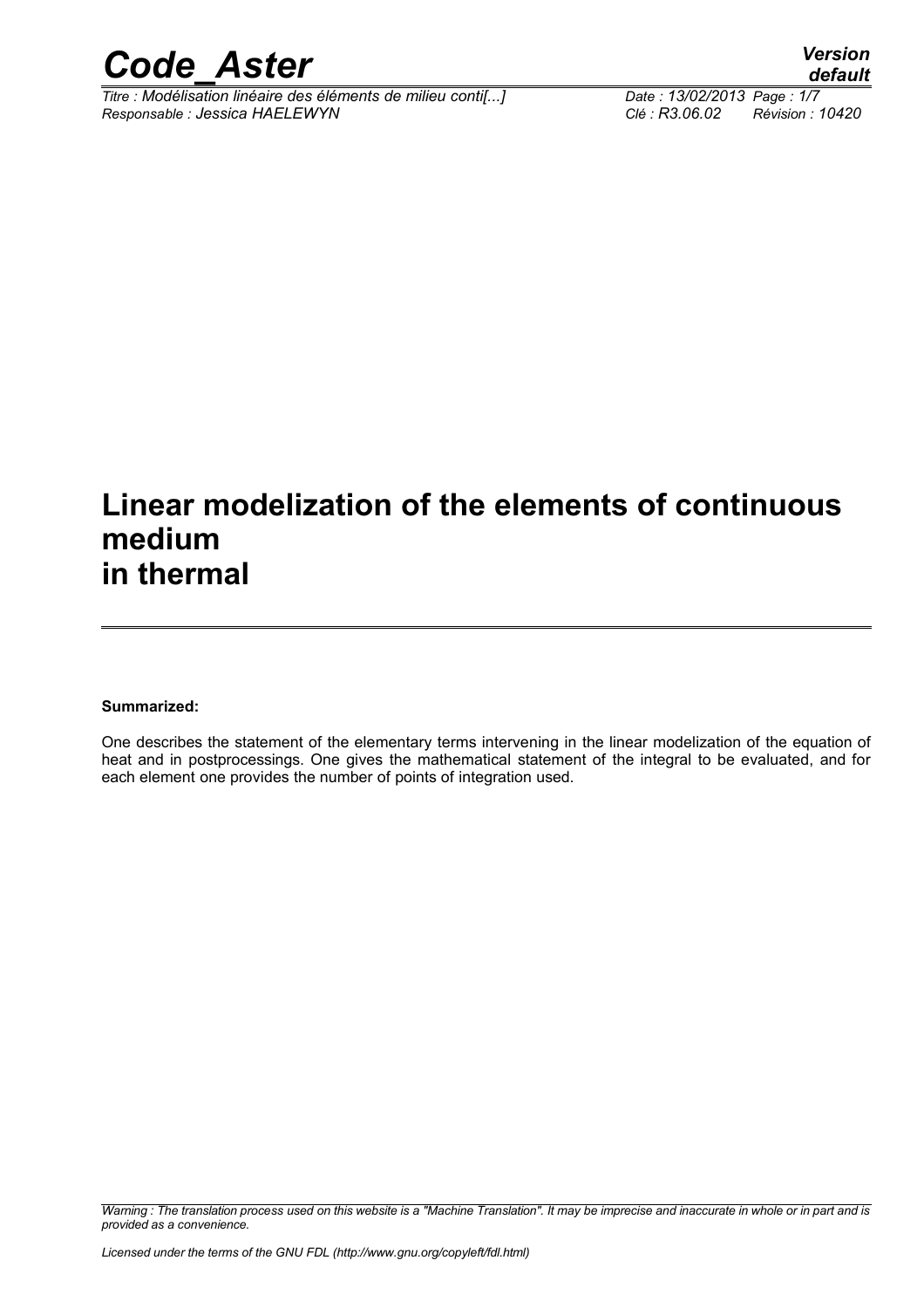# Linear modelization of the elements of continuous medium in thermal

**Summarized:**

One describes the statement of the elementary terms intervening in the linear modelization of the equation of heat and in postprocessings. One gives the mathematical statement of the integral to be evaluated, and for each element one provides the number of points of integration used.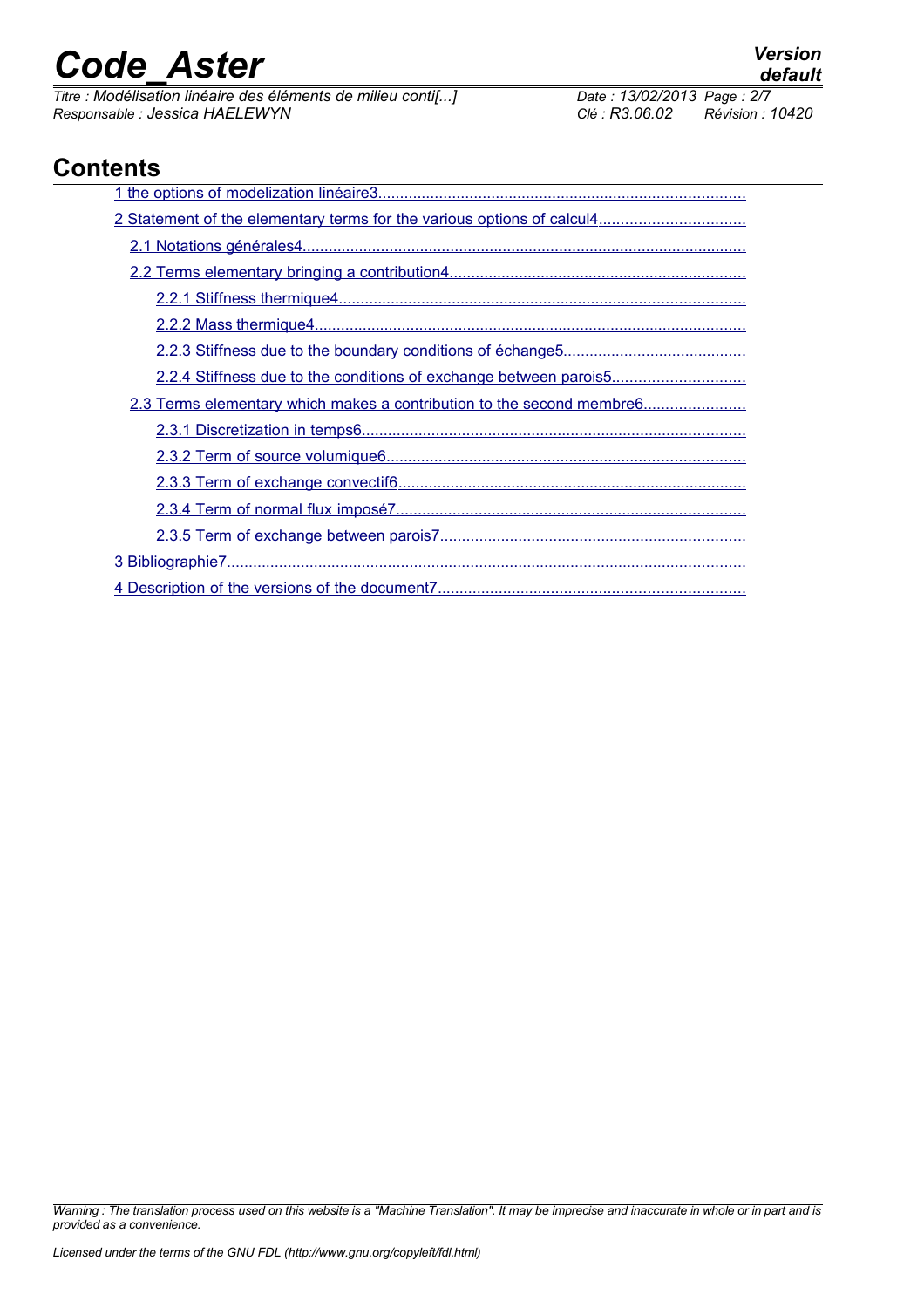## Contents

1 the options of modelization linéaire3

2 Statement of the elementary terms for the various options of calcul4

- 2.1 Notations générales4
- 2.2 Terms elementary bringing a contribution4
  - 2.2.1 Stiffness thermique4
  - 2.2.2 Mass thermique4
  - 2.2.3 Stiffness due to the boundary conditions of échange5
  - 2.2.4 Stiffness due to the conditions of exchange between parois5
- 2.3 Terms elementary which makes a contribution to the second membre6
  - 2.3.1 Discretization in temps6
  - 2.3.2 Term of source volumique6
  - 2.3.3 Term of exchange convectif6
  - 2.3.4 Term of normal flux imposé7
  - 2.3.5 Term of exchange between parois7

3 Bibliographie7

4 Description of the versions of the document7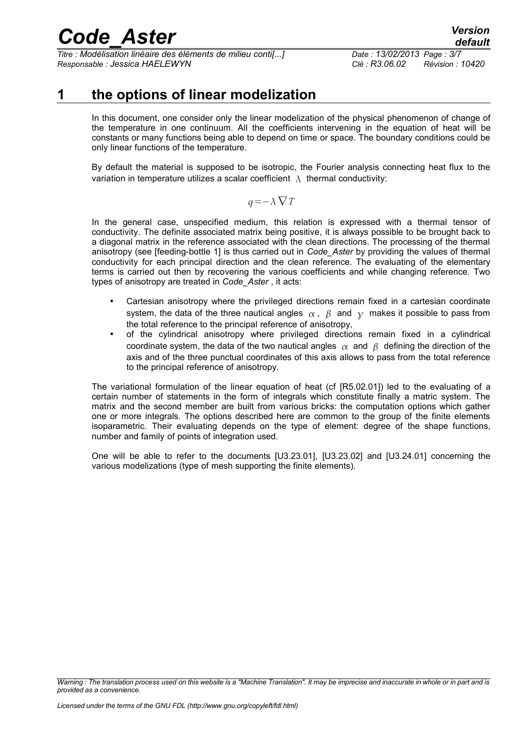# 1 the options of linear modelization

In this document, one consider only the linear modelization of the physical phenomenon of change of the temperature in one continuum. All the coefficients intervening in the equation of heat will be constants or many functions being able to depend on time or space. The boundary conditions could be only linear functions of the temperature.

By default the material is supposed to be isotropic, the Fourier analysis connecting heat flux to the variation in temperature utilizes a scalar coefficient $\lambda$ thermal conductivity:

$$q=-\lambda \nabla T$$

In the general case, unspecified medium, this relation is expressed with a thermal tensor of conductivity. The definite associated matrix being positive, it is always possible to be brought back to a diagonal matrix in the reference associated with the clean directions. The processing of the thermal anisotropy (see [feeding-bottle 1] is thus carried out in *Code_Aster* by providing the values of thermal conductivity for each principal direction and the clean reference. The evaluating of the elementary terms is carried out then by recovering the various coefficients and while changing reference. Two types of anisotropy are treated in *Code_Aster* , it acts:

- Cartesian anisotropy where the privileged directions remain fixed in a cartesian coordinate system, the data of the three nautical angles $\alpha$ , $\beta$ and $\gamma$ makes it possible to pass from the total reference to the principal reference of anisotropy,
- of the cylindrical anisotropy where privileged directions remain fixed in a cylindrical coordinate system, the data of the two nautical angles $\alpha$ and $\beta$ defining the direction of the axis and of the three punctual coordinates of this axis allows to pass from the total reference to the principal reference of anisotropy.

The variational formulation of the linear equation of heat (cf [R5.02.01]) led to the evaluating of a certain number of statements in the form of integrals which constitute finally a matric system. The matrix and the second member are built from various bricks: the computation options which gather one or more integrals. The options described here are common to the group of the finite elements isoparametric. Their evaluating depends on the type of element: degree of the shape functions, number and family of points of integration used.

One will be able to refer to the documents [U3.23.01], [U3.23.02] and [U3.24.01] concerning the various modelizations (type of mesh supporting the finite elements).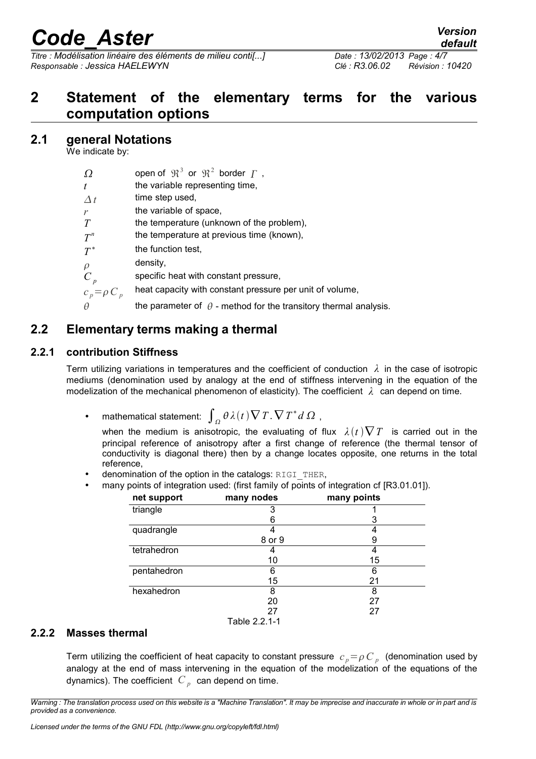## 2 Statement of the elementary terms for the various computation options

### 2.1 general Notations

We indicate by:

| | |
|---|---|
| $\Omega$ | open of $\Re^3$ or $\Re^2$ border $\Gamma$ , |
| $t$ | the variable representing time, |
| $\Delta t$ | time step used, |
| $r$ | the variable of space, |
| $T$ | the temperature (unknown of the problem), |
| $T^n$ | the temperature at previous time (known), |
| $T^*$ | the function test, |
| $\rho$ | density, |
| $C_p$ | specific heat with constant pressure, |
| $c_p = \rho C_p$ | heat capacity with constant pressure per unit of volume, |
| $\theta$ | the parameter of $\theta$ - method for the transitory thermal analysis. |

### 2.2 Elementary terms making a thermal

#### 2.2.1 contribution Stiffness

Term utilizing variations in temperatures and the coefficient of conduction $\lambda$ in the case of isotropic mediums (denomination used by analogy at the end of stiffness intervening in the equation of the modelization of the mechanical phenomenon of elasticity). The coefficient $\lambda$ can depend on time.

- mathematical statement: $\int_{\Omega} \theta \lambda(t) \nabla T . \nabla T^* d\Omega$ ,

  when the medium is anisotropic, the evaluating of flux $\lambda(t) \nabla T$ is carried out in the principal reference of anisotropy after a first change of reference (the thermal tensor of conductivity is diagonal there) then by a change locates opposite, one returns in the total reference,
- denomination of the option in the catalogs: RIGI_THER,
- many points of integration used: (first family of points of integration cf [R3.01.01]).

| net support | many nodes | many points |
|---|---|---|
| triangle | 3 | 1 |
| | 6 | 3 |
| quadrangle | 4 | 4 |
| | 8 or 9 | 9 |
| tetrahedron | 4 | 4 |
| | 10 | 15 |
| pentahedron | 6 | 6 |
| | 15 | 21 |
| hexahedron | 8 | 8 |
| | 20 | 27 |
| | 27 | 27 |

Table 2.2.1-1

#### 2.2.2 Masses thermal

Term utilizing the coefficient of heat capacity to constant pressure $c_p = \rho C_p$ (denomination used by analogy at the end of mass intervening in the equation of the modelization of the equations of the dynamics). The coefficient $C_p$ can depend on time.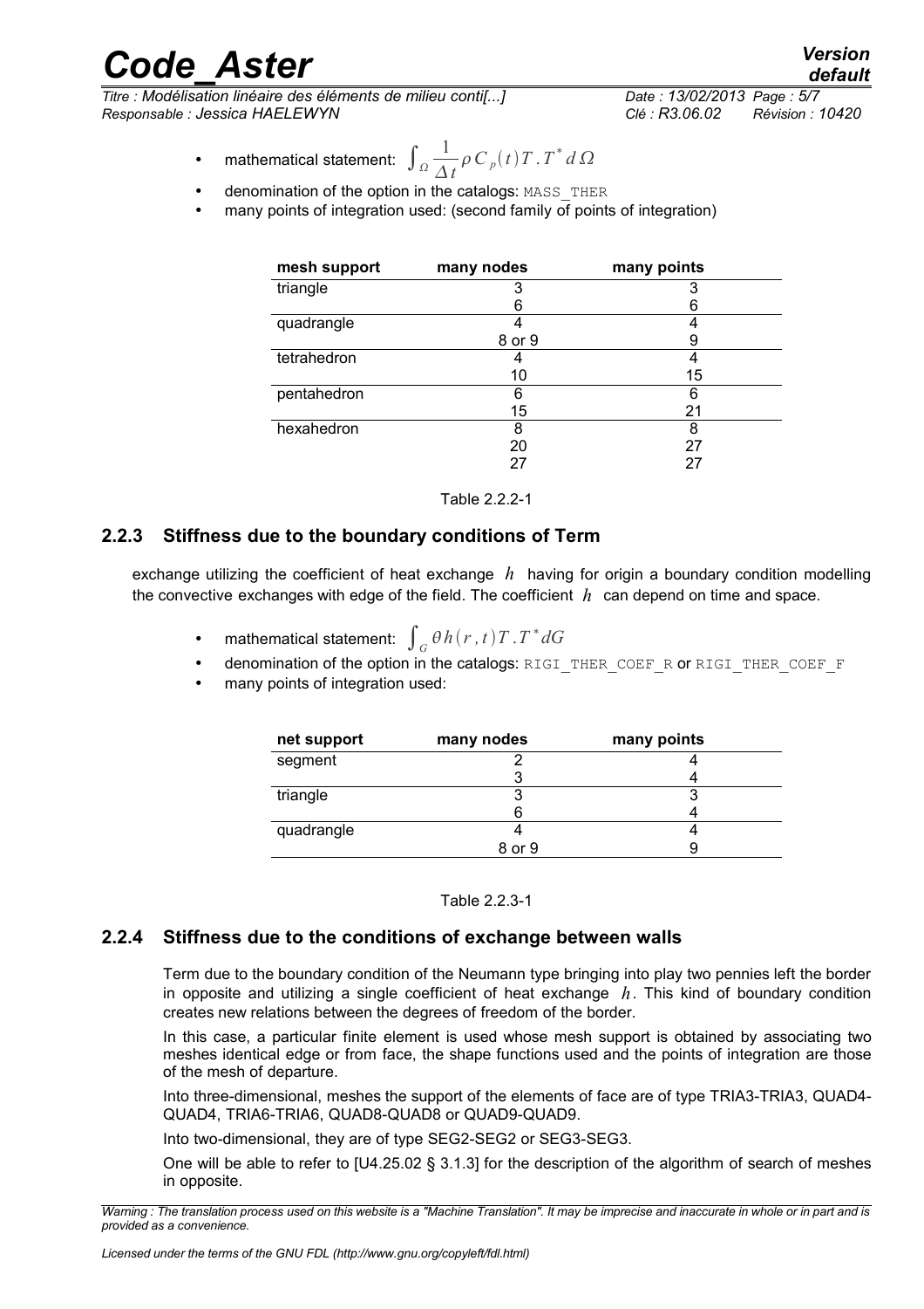- mathematical statement: $\int_{\Omega} \frac{1}{\Delta t} \rho C_p(t) T . T^* d\Omega$
- denomination of the option in the catalogs: MASS_THER
- many points of integration used: (second family of points of integration)

| mesh support | many nodes | many points |
|---|---|---|
| triangle | 3 | 3 |
| | 6 | 6 |
| quadrangle | 4 | 4 |
| | 8 or 9 | 9 |
| tetrahedron | 4 | 4 |
| | 10 | 15 |
| pentahedron | 6 | 6 |
| | 15 | 21 |
| hexahedron | 8 | 8 |
| | 20 | 27 |
| | 27 | 27 |

Table 2.2.2-1

### 2.2.3 Stiffness due to the boundary conditions of Term

exchange utilizing the coefficient of heat exchange $h$ having for origin a boundary condition modelling the convective exchanges with edge of the field. The coefficient $h$ can depend on time and space.

- mathematical statement: $\int_{G} \theta h(r,t) T . T^* dG$
- denomination of the option in the catalogs: RIGI_THER_COEF_R or RIGI_THER_COEF_F
- many points of integration used:

| net support | many nodes | many points |
|---|---|---|
| segment | 2 | 4 |
| | 3 | 4 |
| triangle | 3 | 3 |
| | 6 | 4 |
| quadrangle | 4 | 4 |
| | 8 or 9 | 9 |

Table 2.2.3-1

### 2.2.4 Stiffness due to the conditions of exchange between walls

Term due to the boundary condition of the Neumann type bringing into play two pennies left the border in opposite and utilizing a single coefficient of heat exchange $h$. This kind of boundary condition creates new relations between the degrees of freedom of the border.

In this case, a particular finite element is used whose mesh support is obtained by associating two meshes identical edge or from face, the shape functions used and the points of integration are those of the mesh of departure.

Into three-dimensional, meshes the support of the elements of face are of type TRIA3-TRIA3, QUAD4-QUAD4, TRIA6-TRIA6, QUAD8-QUAD8 or QUAD9-QUAD9.

Into two-dimensional, they are of type SEG2-SEG2 or SEG3-SEG3.

One will be able to refer to [U4.25.02 § 3.1.3] for the description of the algorithm of search of meshes in opposite.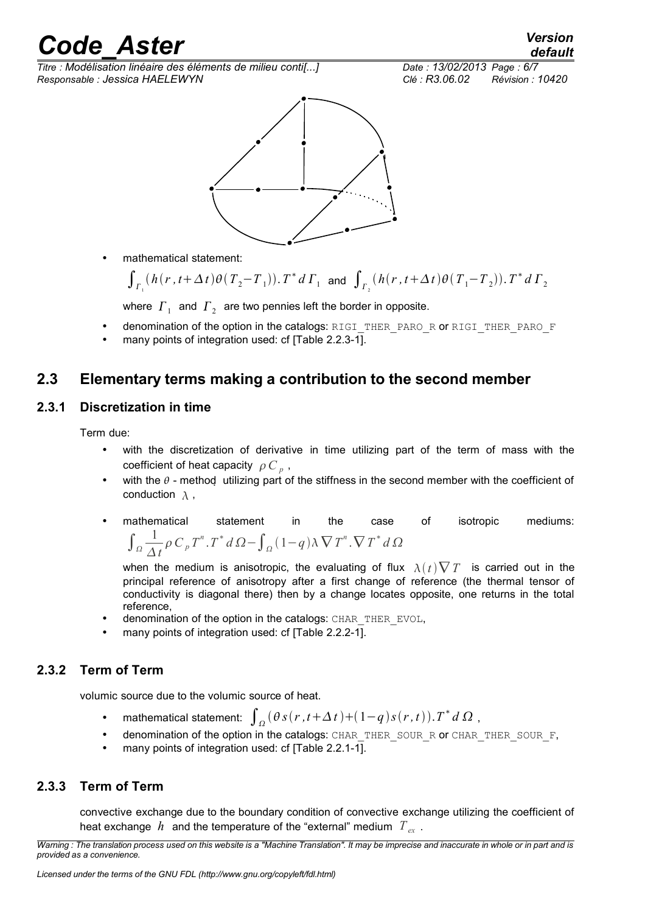- mathematical statement:

$\int_{\Gamma_1} (h(r,t+\Delta t)\theta(T_2 - T_1)).T^* d\Gamma_1$ and $\int_{\Gamma_2} (h(r,t+\Delta t)\theta(T_1 - T_2)).T^* d\Gamma_2$

where $\Gamma_1$ and $\Gamma_2$ are two pennies left the border in opposite.

- denomination of the option in the catalogs: RIGI_THER_PARO_R or RIGI_THER_PARO_F
- many points of integration used: cf [Table 2.2.3-1].

## 2.3 Elementary terms making a contribution to the second member

### 2.3.1 Discretization in time

Term due:

- with the discretization of derivative in time utilizing part of the term of mass with the coefficient of heat capacity $\rho C_p$,
- with the $\theta$ - method utilizing part of the stiffness in the second member with the coefficient of conduction $\lambda$,
- mathematical statement in the case of isotropic mediums: $\int_{\Omega} \frac{1}{\Delta t} \rho C_p T^n . T^* d\Omega - \int_{\Omega} (1-q)\lambda \nabla T^n . \nabla T^* d\Omega$

  when the medium is anisotropic, the evaluating of flux $\lambda(t)\nabla T$ is carried out in the principal reference of anisotropy after a first change of reference (the thermal tensor of conductivity is diagonal there) then by a change locates opposite, one returns in the total reference,
- denomination of the option in the catalogs: CHAR_THER_EVOL,
- many points of integration used: cf [Table 2.2.2-1].

### 2.3.2 Term of Term

volumic source due to the volumic source of heat.

- mathematical statement: $\int_{\Omega} (\theta s(r,t+\Delta t) + (1-q)s(r,t)).T^* d\Omega$,
- denomination of the option in the catalogs: CHAR_THER_SOUR_R or CHAR_THER_SOUR_F,
- many points of integration used: cf [Table 2.2.1-1].

### 2.3.3 Term of Term

convective exchange due to the boundary condition of convective exchange utilizing the coefficient of heat exchange $h$ and the temperature of the "external" medium $T_{ex}$.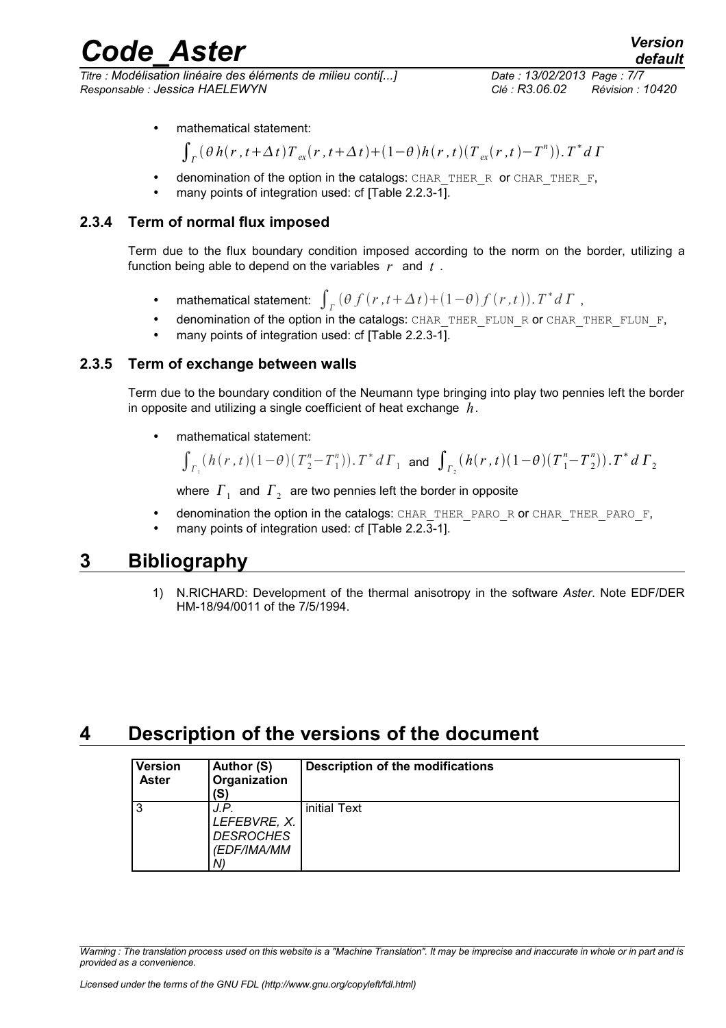* mathematical statement:

$$\int_{\Gamma}(\theta h(r,t+\Delta t)T_{ex}(r,t+\Delta t)+(1-\theta)h(r,t)(T_{ex}(r,t)-T^{n})).T^{*}d\Gamma$$

* denomination of the option in the catalogs: CHAR_THER_R or CHAR_THER_F,
* many points of integration used: cf [Table 2.2.3-1].

### 2.3.4 Term of normal flux imposed

Term due to the flux boundary condition imposed according to the norm on the border, utilizing a function being able to depend on the variables $r$ and $t$.

* mathematical statement: $\int_{\Gamma}(\theta f(r,t+\Delta t)+(1-\theta)f(r,t)).T^{*}d\Gamma$ ,
* denomination of the option in the catalogs: CHAR_THER_FLUN_R or CHAR_THER_FLUN_F,
* many points of integration used: cf [Table 2.2.3-1].

### 2.3.5 Term of exchange between walls

Term due to the boundary condition of the Neumann type bringing into play two pennies left the border in opposite and utilizing a single coefficient of heat exchange $h$.

* mathematical statement:

$$\int_{\Gamma_1}(h(r,t)(1-\theta)(T_2^n-T_1^n)).T^{*}d\Gamma_1 \text{ and } \int_{\Gamma_2}(h(r,t)(1-\theta)(T_1^n-T_2^n)).T^{*}d\Gamma_2$$

where $\Gamma_1$ and $\Gamma_2$ are two pennies left the border in opposite

* denomination the option in the catalogs: CHAR_THER_PARO_R or CHAR_THER_PARO_F,
* many points of integration used: cf [Table 2.2.3-1].

## 3 Bibliography

1) N.RICHARD: Development of the thermal anisotropy in the software *Aster*. Note EDF/DER HM-18/94/0011 of the 7/5/1994.

## 4 Description of the versions of the document

| Version Aster | Author (S) Organization (S) | Description of the modifications |
|---|---|---|
| 3 | *J.P. LEFEBVRE, X. DESROCHES (EDF/IMA/MMN)* | initial Text |